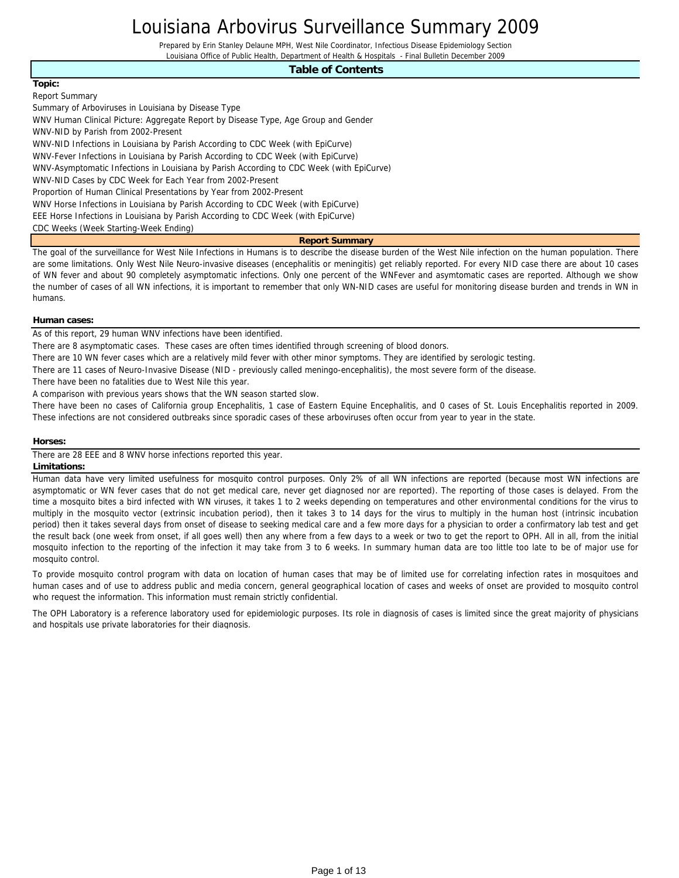# Louisiana Arbovirus Surveillance Summary 2009

Prepared by Erin Stanley Delaune MPH, West Nile Coordinator, Infectious Disease Epidemiology Section
Louisiana Office of Public Health, Department of Health & Hospitals - Final Bulletin December 2009

## Table of Contents

**Topic:**

Report Summary
Summary of Arboviruses in Louisiana by Disease Type
WNV Human Clinical Picture: Aggregate Report by Disease Type, Age Group and Gender
WNV-NID by Parish from 2002-Present
WNV-NID Infections in Louisiana by Parish According to CDC Week (with EpiCurve)
WNV-Fever Infections in Louisiana by Parish According to CDC Week (with EpiCurve)
WNV-Asymptomatic Infections in Louisiana by Parish According to CDC Week (with EpiCurve)
WNV-NID Cases by CDC Week for Each Year from 2002-Present
Proportion of Human Clinical Presentations by Year from 2002-Present
WNV Horse Infections in Louisiana by Parish According to CDC Week (with EpiCurve)
EEE Horse Infections in Louisiana by Parish According to CDC Week (with EpiCurve)
CDC Weeks (Week Starting-Week Ending)

## Report Summary

The goal of the surveillance for West Nile Infections in Humans is to describe the disease burden of the West Nile infection on the human population. There are some limitations. Only West Nile Neuro-invasive diseases (encephalitis or meningitis) get reliably reported. For every NID case there are about 10 cases of WN fever and about 90 completely asymptomatic infections. Only one percent of the WNFever and asymtomatic cases are reported. Although we show the number of cases of all WN infections, it is important to remember that only WN-NID cases are useful for monitoring disease burden and trends in WN in humans.

### Human cases:

As of this report, 29 human WNV infections have been identified.
There are 8 asymptomatic cases. These cases are often times identified through screening of blood donors.
There are 10 WN fever cases which are a relatively mild fever with other minor symptoms. They are identified by serologic testing.
There are 11 cases of Neuro-Invasive Disease (NID - previously called meningo-encephalitis), the most severe form of the disease.
There have been no fatalities due to West Nile this year.
A comparison with previous years shows that the WN season started slow.
There have been no cases of California group Encephalitis, 1 case of Eastern Equine Encephalitis, and 0 cases of St. Louis Encephalitis reported in 2009. These infections are not considered outbreaks since sporadic cases of these arboviruses often occur from year to year in the state.

### Horses:

There are 28 EEE and 8 WNV horse infections reported this year.

### Limitations:

Human data have very limited usefulness for mosquito control purposes. Only 2% of all WN infections are reported (because most WN infections are asymptomatic or WN fever cases that do not get medical care, never get diagnosed nor are reported). The reporting of those cases is delayed. From the time a mosquito bites a bird infected with WN viruses, it takes 1 to 2 weeks depending on temperatures and other environmental conditions for the virus to multiply in the mosquito vector (extrinsic incubation period), then it takes 3 to 14 days for the virus to multiply in the human host (intrinsic incubation period) then it takes several days from onset of disease to seeking medical care and a few more days for a physician to order a confirmatory lab test and get the result back (one week from onset, if all goes well) then any where from a few days to a week or two to get the report to OPH. All in all, from the initial mosquito infection to the reporting of the infection it may take from 3 to 6 weeks. In summary human data are too little too late to be of major use for mosquito control.

To provide mosquito control program with data on location of human cases that may be of limited use for correlating infection rates in mosquitoes and human cases and of use to address public and media concern, general geographical location of cases and weeks of onset are provided to mosquito control who request the information. This information must remain strictly confidential.

The OPH Laboratory is a reference laboratory used for epidemiologic purposes. Its role in diagnosis of cases is limited since the great majority of physicians and hospitals use private laboratories for their diagnosis.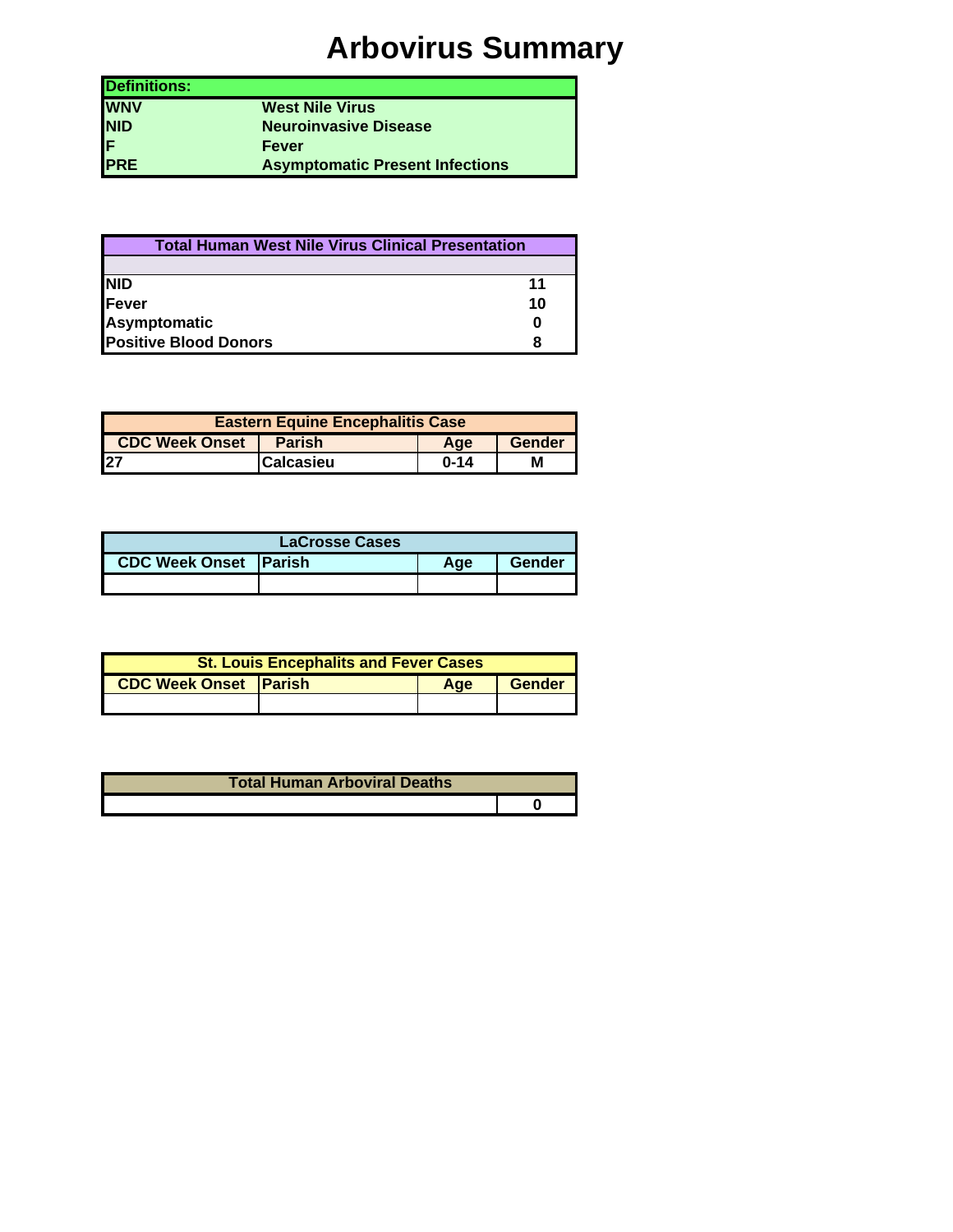# Arbovirus Summary

| Definitions: | |
|---|---|
| WNV | West Nile Virus |
| NID | Neuroinvasive Disease |
| F | Fever |
| PRE | Asymptomatic Present Infections |

| Total Human West Nile Virus Clinical Presentation | |
|---|---|
| | |
| NID | 11 |
| Fever | 10 |
| Asymptomatic | 0 |
| Positive Blood Donors | 8 |

| Eastern Equine Encephalitis Case | | | |
|---|---|---|---|
| CDC Week Onset | Parish | Age | Gender |
| 27 | Calcasieu | 0-14 | M |

| LaCrosse Cases | | | |
|---|---|---|---|
| CDC Week Onset | Parish | Age | Gender |
| | | | |

| St. Louis Encephalits and Fever Cases | | | |
|---|---|---|---|
| CDC Week Onset | Parish | Age | Gender |
| | | | |

| Total Human Arboviral Deaths | |
|---|---|
| | 0 |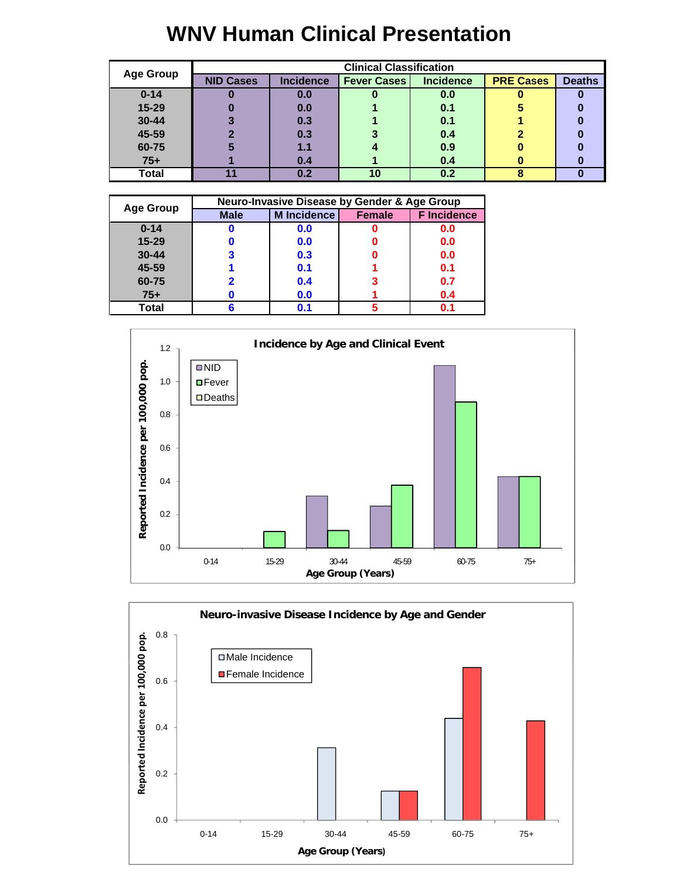# WNV Human Clinical Presentation

| Age Group | Clinical Classification | | | | | |
|---|---|---|---|---|---|---|
| | NID Cases | Incidence | Fever Cases | Incidence | PRE Cases | Deaths |
| 0-14 | 0 | 0.0 | 0 | 0.0 | 0 | 0 |
| 15-29 | 0 | 0.0 | 1 | 0.1 | 5 | 0 |
| 30-44 | 3 | 0.3 | 1 | 0.1 | 1 | 0 |
| 45-59 | 2 | 0.3 | 3 | 0.4 | 2 | 0 |
| 60-75 | 5 | 1.1 | 4 | 0.9 | 0 | 0 |
| 75+ | 1 | 0.4 | 1 | 0.4 | 0 | 0 |
| Total | 11 | 0.2 | 10 | 0.2 | 8 | 0 |

| Age Group | Neuro-Invasive Disease by Gender & Age Group | | | |
|---|---|---|---|---|
| | Male | M Incidence | Female | F Incidence |
| 0-14 | 0 | 0.0 | 0 | 0.0 |
| 15-29 | 0 | 0.0 | 0 | 0.0 |
| 30-44 | 3 | 0.3 | 0 | 0.0 |
| 45-59 | 1 | 0.1 | 1 | 0.1 |
| 60-75 | 2 | 0.4 | 3 | 0.7 |
| 75+ | 0 | 0.0 | 1 | 0.4 |
| Total | 6 | 0.1 | 5 | 0.1 |

Incidence by Age and Clinical Event

Reported Incidence per 100,000 pop.

1.2
1.0
0.8
0.6
0.4
0.2
0.0

NID
Fever
Deaths

0-14
15-29
30-44
45-59
60-75
75+

Age Group (Years)

Neuro-invasive Disease Incidence by Age and Gender

Reported Incidence per 100,000 pop.

0.8
0.6
0.4
0.2
0.0

Male Incidence
Female Incidence

0-14
15-29
30-44
45-59
60-75
75+

Age Group (Years)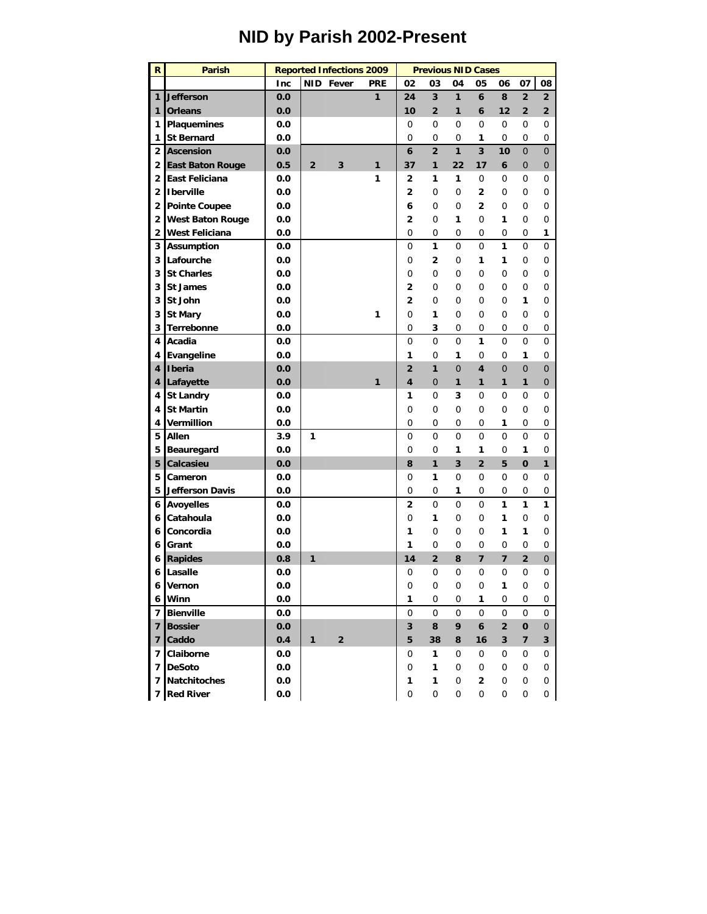# NID by Parish 2002-Present

| R | Parish | Reported Infections 2009 | | | | Previous NID Cases | | | | | | |
|---|---|---|---|---|---|---|---|---|---|---|---|---|
| | | Inc | NID | Fever | PRE | 02 | 03 | 04 | 05 | 06 | 07 | 08 |
| 1 | Jefferson | 0.0 | | | 1 | 24 | 3 | 1 | 6 | 8 | 2 | 2 |
| 1 | Orleans | 0.0 | | | | 10 | 2 | 1 | 6 | 12 | 2 | 2 |
| 1 | Plaquemines | 0.0 | | | | 0 | 0 | 0 | 0 | 0 | 0 | 0 |
| 1 | St Bernard | 0.0 | | | | 0 | 0 | 0 | 1 | 0 | 0 | 0 |
| 2 | Ascension | 0.0 | | | | 6 | 2 | 1 | 3 | 10 | 0 | 0 |
| 2 | East Baton Rouge | 0.5 | 2 | 3 | 1 | 37 | 1 | 22 | 17 | 6 | 0 | 0 |
| 2 | East Feliciana | 0.0 | | | 1 | 2 | 1 | 1 | 0 | 0 | 0 | 0 |
| 2 | Iberville | 0.0 | | | | 2 | 0 | 0 | 2 | 0 | 0 | 0 |
| 2 | Pointe Coupee | 0.0 | | | | 6 | 0 | 0 | 2 | 0 | 0 | 0 |
| 2 | West Baton Rouge | 0.0 | | | | 2 | 0 | 1 | 0 | 1 | 0 | 0 |
| 2 | West Feliciana | 0.0 | | | | 0 | 0 | 0 | 0 | 0 | 0 | 1 |
| 3 | Assumption | 0.0 | | | | 0 | 1 | 0 | 0 | 1 | 0 | 0 |
| 3 | Lafourche | 0.0 | | | | 0 | 2 | 0 | 1 | 1 | 0 | 0 |
| 3 | St Charles | 0.0 | | | | 0 | 0 | 0 | 0 | 0 | 0 | 0 |
| 3 | St James | 0.0 | | | | 2 | 0 | 0 | 0 | 0 | 0 | 0 |
| 3 | St John | 0.0 | | | | 2 | 0 | 0 | 0 | 0 | 1 | 0 |
| 3 | St Mary | 0.0 | | | 1 | 0 | 1 | 0 | 0 | 0 | 0 | 0 |
| 3 | Terrebonne | 0.0 | | | | 0 | 3 | 0 | 0 | 0 | 0 | 0 |
| 4 | Acadia | 0.0 | | | | 0 | 0 | 0 | 1 | 0 | 0 | 0 |
| 4 | Evangeline | 0.0 | | | | 1 | 0 | 1 | 0 | 0 | 1 | 0 |
| 4 | Iberia | 0.0 | | | | 2 | 1 | 0 | 4 | 0 | 0 | 0 |
| 4 | Lafayette | 0.0 | | | 1 | 4 | 0 | 1 | 1 | 1 | 1 | 0 |
| 4 | St Landry | 0.0 | | | | 1 | 0 | 3 | 0 | 0 | 0 | 0 |
| 4 | St Martin | 0.0 | | | | 0 | 0 | 0 | 0 | 0 | 0 | 0 |
| 4 | Vermillion | 0.0 | | | | 0 | 0 | 0 | 0 | 1 | 0 | 0 |
| 5 | Allen | 3.9 | 1 | | | 0 | 0 | 0 | 0 | 0 | 0 | 0 |
| 5 | Beauregard | 0.0 | | | | 0 | 0 | 1 | 1 | 0 | 1 | 0 |
| 5 | Calcasieu | 0.0 | | | | 8 | 1 | 3 | 2 | 5 | 0 | 1 |
| 5 | Cameron | 0.0 | | | | 0 | 1 | 0 | 0 | 0 | 0 | 0 |
| 5 | Jefferson Davis | 0.0 | | | | 0 | 0 | 1 | 0 | 0 | 0 | 0 |
| 6 | Avoyelles | 0.0 | | | | 2 | 0 | 0 | 0 | 1 | 1 | 1 |
| 6 | Catahoula | 0.0 | | | | 0 | 1 | 0 | 0 | 1 | 0 | 0 |
| 6 | Concordia | 0.0 | | | | 1 | 0 | 0 | 0 | 1 | 1 | 0 |
| 6 | Grant | 0.0 | | | | 1 | 0 | 0 | 0 | 0 | 0 | 0 |
| 6 | Rapides | 0.8 | 1 | | | 14 | 2 | 8 | 7 | 7 | 2 | 0 |
| 6 | Lasalle | 0.0 | | | | 0 | 0 | 0 | 0 | 0 | 0 | 0 |
| 6 | Vernon | 0.0 | | | | 0 | 0 | 0 | 0 | 1 | 0 | 0 |
| 6 | Winn | 0.0 | | | | 1 | 0 | 0 | 1 | 0 | 0 | 0 |
| 7 | Bienville | 0.0 | | | | 0 | 0 | 0 | 0 | 0 | 0 | 0 |
| 7 | Bossier | 0.0 | | | | 3 | 8 | 9 | 6 | 2 | 0 | 0 |
| 7 | Caddo | 0.4 | 1 | 2 | | 5 | 38 | 8 | 16 | 3 | 7 | 3 |
| 7 | Claiborne | 0.0 | | | | 0 | 1 | 0 | 0 | 0 | 0 | 0 |
| 7 | DeSoto | 0.0 | | | | 0 | 1 | 0 | 0 | 0 | 0 | 0 |
| 7 | Natchitoches | 0.0 | | | | 1 | 1 | 0 | 2 | 0 | 0 | 0 |
| 7 | Red River | 0.0 | | | | 0 | 0 | 0 | 0 | 0 | 0 | 0 |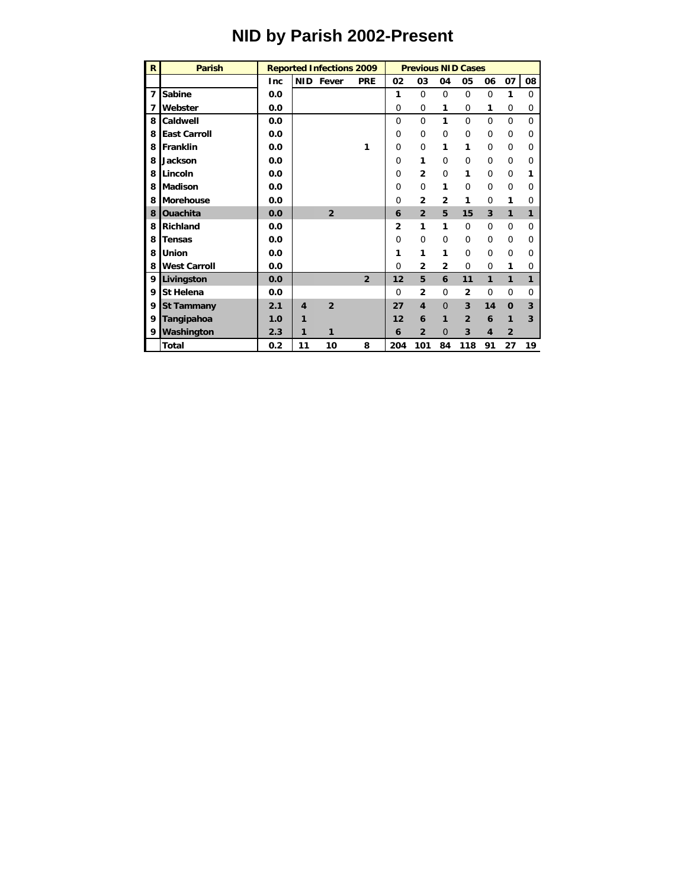# NID by Parish 2002-Present

| R | Parish | Reported Infections 2009 | | | | Previous NID Cases | | | | | | |
|---|---|---|---|---|---|---|---|---|---|---|---|---|
| | | Inc | NID | Fever | PRE | 02 | 03 | 04 | 05 | 06 | 07 | 08 |
| 7 | Sabine | 0.0 | | | | 1 | 0 | 0 | 0 | 0 | 1 | 0 |
| 7 | Webster | 0.0 | | | | 0 | 0 | 1 | 0 | 1 | 0 | 0 |
| 8 | Caldwell | 0.0 | | | | 0 | 0 | 1 | 0 | 0 | 0 | 0 |
| 8 | East Carroll | 0.0 | | | | 0 | 0 | 0 | 0 | 0 | 0 | 0 |
| 8 | Franklin | 0.0 | | | 1 | 0 | 0 | 1 | 1 | 0 | 0 | 0 |
| 8 | Jackson | 0.0 | | | | 0 | 1 | 0 | 0 | 0 | 0 | 0 |
| 8 | Lincoln | 0.0 | | | | 0 | 2 | 0 | 1 | 0 | 0 | 1 |
| 8 | Madison | 0.0 | | | | 0 | 0 | 1 | 0 | 0 | 0 | 0 |
| 8 | Morehouse | 0.0 | | | | 0 | 2 | 2 | 1 | 0 | 1 | 0 |
| 8 | Ouachita | 0.0 | | 2 | | 6 | 2 | 5 | 15 | 3 | 1 | 1 |
| 8 | Richland | 0.0 | | | | 2 | 1 | 1 | 0 | 0 | 0 | 0 |
| 8 | Tensas | 0.0 | | | | 0 | 0 | 0 | 0 | 0 | 0 | 0 |
| 8 | Union | 0.0 | | | | 1 | 1 | 1 | 0 | 0 | 0 | 0 |
| 8 | West Carroll | 0.0 | | | | 0 | 2 | 2 | 0 | 0 | 1 | 0 |
| 9 | Livingston | 0.0 | | | 2 | 12 | 5 | 6 | 11 | 1 | 1 | 1 |
| 9 | St Helena | 0.0 | | | | 0 | 2 | 0 | 2 | 0 | 0 | 0 |
| 9 | St Tammany | 2.1 | 4 | 2 | | 27 | 4 | 0 | 3 | 14 | 0 | 3 |
| 9 | Tangipahoa | 1.0 | 1 | | | 12 | 6 | 1 | 2 | 6 | 1 | 3 |
| 9 | Washington | 2.3 | 1 | 1 | | 6 | 2 | 0 | 3 | 4 | 2 | |
| | Total | 0.2 | 11 | 10 | 8 | 204 | 101 | 84 | 118 | 91 | 27 | 19 |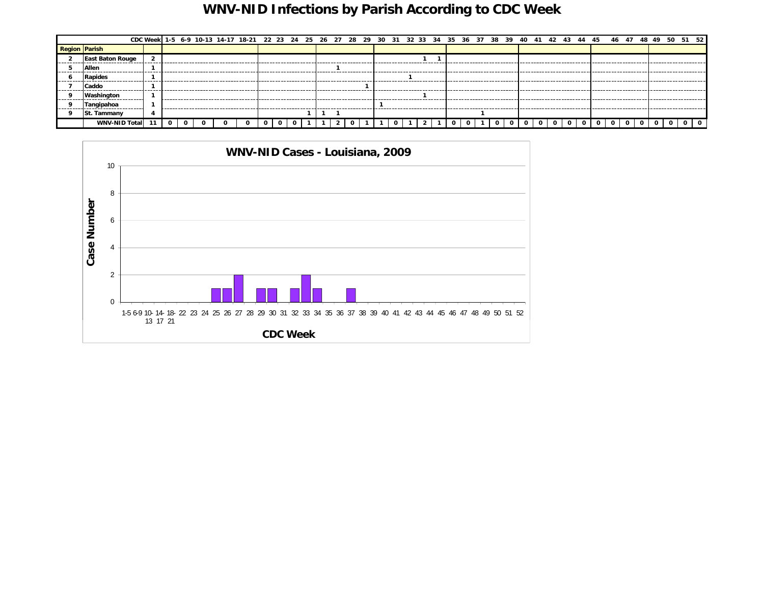# WNV-NID Infections by Parish According to CDC Week

| Region | Parish | CDC Week | 1-5 | 6-9 | 10-13 | 14-17 | 18-21 | 22 | 23 | 24 | 25 | 26 | 27 | 28 | 29 | 30 | 31 | 32 | 33 | 34 | 35 | 36 | 37 | 38 | 39 | 40 | 41 | 42 | 43 | 44 | 45 | 46 | 47 | 48 | 49 | 50 | 51 | 52 |
|---|---|---|---|---|---|---|---|---|---|---|---|---|---|---|---|---|---|---|---|---|---|---|---|---|---|---|---|---|---|---|---|---|---|---|---|---|---|---|
| 2 | East Baton Rouge | 2 | | | | | | | | | | | | | | | | | 1 | 1 | | | | | | | | | | | | | | | | | | |
| 5 | Allen | 1 | | | | | | | | | | | 1 | | | | | | | | | | | | | | | | | | | | | | | | | |
| 6 | Rapides | 1 | | | | | | | | | | | | | | | | 1 | | | | | | | | | | | | | | | | | | | | |
| 7 | Caddo | 1 | | | | | | | | | | | | | 1 | | | | | | | | | | | | | | | | | | | | | | | |
| 9 | Washington | 1 | | | | | | | | | | | | | | | | | 1 | | | | | | | | | | | | | | | | | | | |
| 9 | Tangipahoa | 1 | | | | | | | | | | | | | | 1 | | | | | | | | | | | | | | | | | | | | | | |
| 9 | St. Tammany | 4 | | | | | | | | | 1 | 1 | 1 | | | | | | | | | | 1 | | | | | | | | | | | | | | | |
| | WNV-NID Total | 11 | 0 | 0 | 0 | 0 | 0 | 0 | 0 | 0 | 1 | 1 | 2 | 0 | 1 | 1 | 0 | 1 | 2 | 1 | 0 | 0 | 1 | 0 | 0 | 0 | 0 | 0 | 0 | 0 | 0 | 0 | 0 | 0 | 0 | 0 | 0 | 0 |

WNV-NID Cases - Louisiana, 2009

Case Number

10
8
6
4
2
0

1-5 6-9 10-13 14-17 18-21 22 23 24 25 26 27 28 29 30 31 32 33 34 35 36 37 38 39 40 41 42 43 44 45 46 47 48 49 50 51 52

CDC Week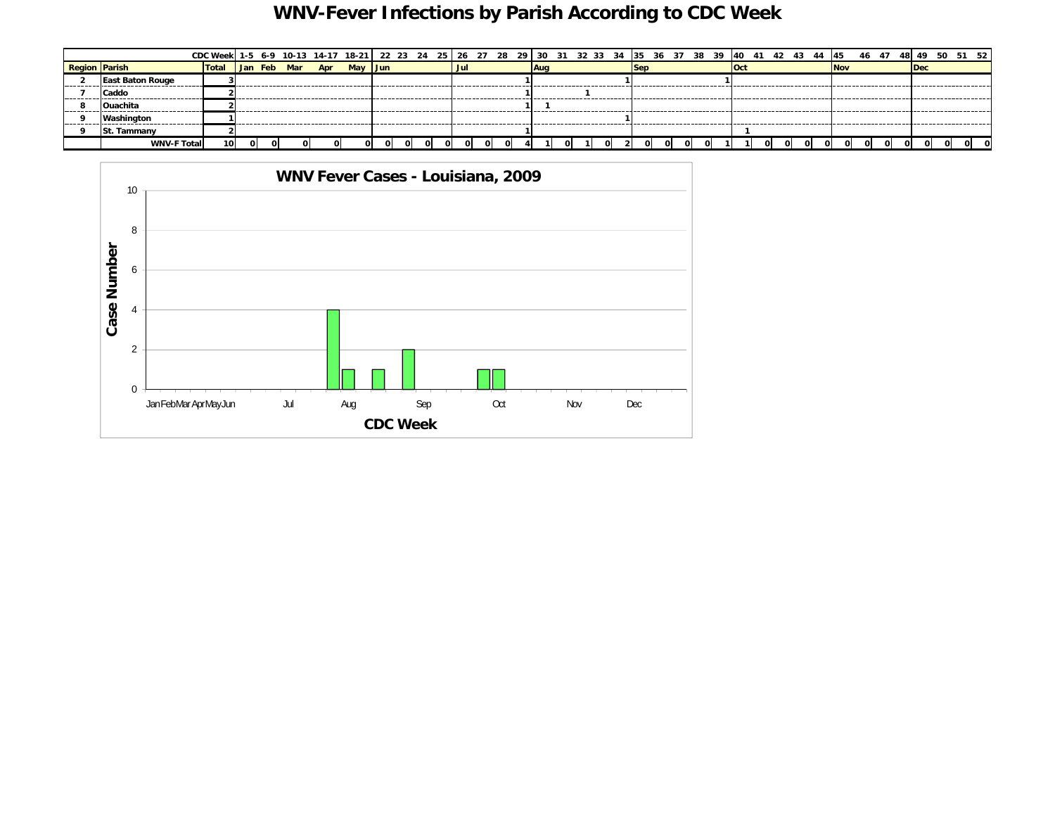# WNV-Fever Infections by Parish According to CDC Week

| | CDC Week | | 1-5 | 6-9 | 10-13 | 14-17 | 18-21 | 22 | 23 | 24 | 25 | 26 | 27 | 28 | 29 | 30 | 31 | 32 | 33 | 34 | 35 | 36 | 37 | 38 | 39 | 40 | 41 | 42 | 43 | 44 | 45 | 46 | 47 | 48 | 49 | 50 | 51 | 52 |
|---|---|---|---|---|---|---|---|---|---|---|---|---|---|---|---|---|---|---|---|---|---|---|---|---|---|---|---|---|---|---|---|---|---|---|---|---|---|---|
| **Region** | **Parish** | **Total** | Jan | Feb | Mar | Apr | May | Jun | | | | Jul | | | | Aug | | | | | Sep | | | | | Oct | | | | | Nov | | | | Dec | | | |
| 2 | East Baton Rouge | 3 | | | | | | | | | | | | | 1 | | | | | 1 | | | | | 1 | | | | | | | | | | | | | |
| 7 | Caddo | 2 | | | | | | | | | | | | | 1 | | | 1 | | | | | | | | | | | | | | | | | | | | |
| 8 | Ouachita | 2 | | | | | | | | | | | | | 1 | 1 | | | | | | | | | | | | | | | | | | | | | | |
| 9 | Washington | 1 | | | | | | | | | | | | | | | | | | 1 | | | | | | | | | | | | | | | | | | |
| 9 | St. Tammany | 2 | | | | | | | | | | | | | 1 | | | | | | | | | | | 1 | | | | | | | | | | | | |
| | **WNV-F Total** | 10 | 0 | 0 | 0 | 0 | 0 | 0 | 0 | 0 | 0 | 0 | 0 | 0 | 4 | 1 | 0 | 1 | 0 | 2 | 0 | 0 | 0 | 0 | 1 | 1 | 0 | 0 | 0 | 0 | 0 | 0 | 0 | 0 | 0 | 0 | 0 | 0 |

WNV Fever Cases - Louisiana, 2009

Case Number

10
8
6
4
2
0

Jan Feb Mar Apr May Jun Jul Aug Sep Oct Nov Dec

CDC Week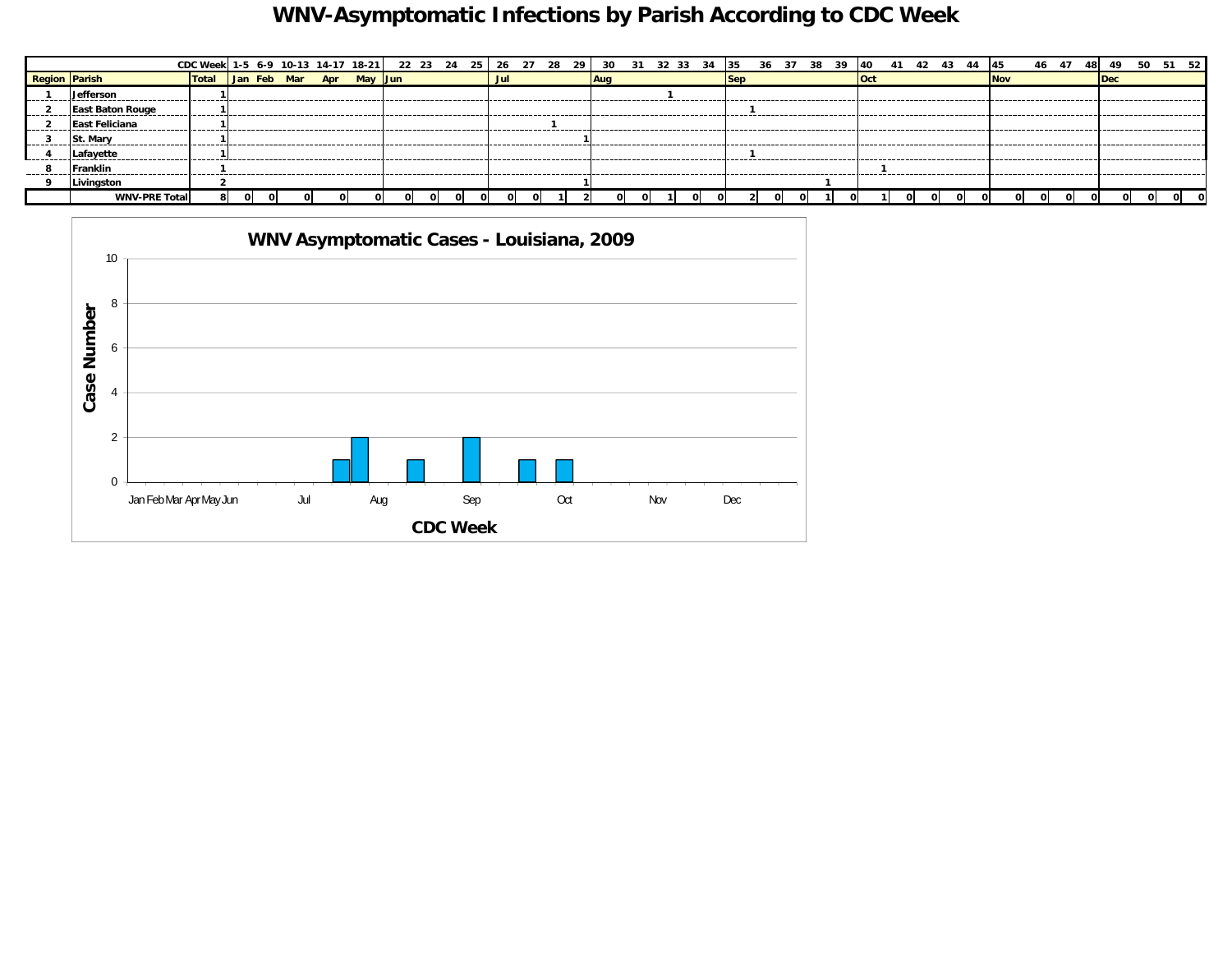# WNV-Asymptomatic Infections by Parish According to CDC Week

| | CDC Week | | 1-5 | 6-9 | 10-13 | 14-17 | 18-21 | 22 | 23 | 24 | 25 | 26 | 27 | 28 | 29 | 30 | 31 | 32 | 33 | 34 | 35 | 36 | 37 | 38 | 39 | 40 | 41 | 42 | 43 | 44 | 45 | 46 | 47 | 48 | 49 | 50 | 51 | 52 |
|---|---|---|---|---|---|---|---|---|---|---|---|---|---|---|---|---|---|---|---|---|---|---|---|---|---|---|---|---|---|---|---|---|---|---|---|---|---|---|
| Region | Parish | Total | Jan | Feb | Mar | Apr | May | Jun | | | | Jul | | | | Aug | | | | | Sep | | | | | Oct | | | | | Nov | | | | Dec | | | |
| 1 | Jefferson | 1 | | | | | | | | | | | | | | | | 1 | | | | | | | | | | | | | | | | | | | | |
| 2 | East Baton Rouge | 1 | | | | | | | | | | | | | | | | | | | 1 | | | | | | | | | | | | | | | | | |
| 2 | East Feliciana | 1 | | | | | | | | | | | | 1 | | | | | | | | | | | | | | | | | | | | | | | | |
| 3 | St. Mary | 1 | | | | | | | | | | | | | 1 | | | | | | | | | | | | | | | | | | | | | | | |
| 4 | Lafayette | 1 | | | | | | | | | | | | | | | | | | | 1 | | | | | | | | | | | | | | | | | |
| 8 | Franklin | 1 | | | | | | | | | | | | | | | | | | | | | | | | 1 | | | | | | | | | | | | |
| 9 | Livingston | 2 | | | | | | | | | | | | | 1 | | | | | | | | | 1 | | | | | | | | | | | | | | |
| | WNV-PRE Total | 8 | 0 | 0 | 0 | 0 | 0 | 0 | 0 | 0 | 0 | 0 | 0 | 1 | 2 | 0 | 0 | 1 | 0 | 0 | 2 | 0 | 0 | 1 | 0 | 1 | 0 | 0 | 0 | 0 | 0 | 0 | 0 | 0 | 0 | 0 | 0 | 0 |

WNV Asymptomatic Cases - Louisiana, 2009

Case Number

10
8
6
4
2
0

Jan Feb Mar Apr May Jun Jul Aug Sep Oct Nov Dec

CDC Week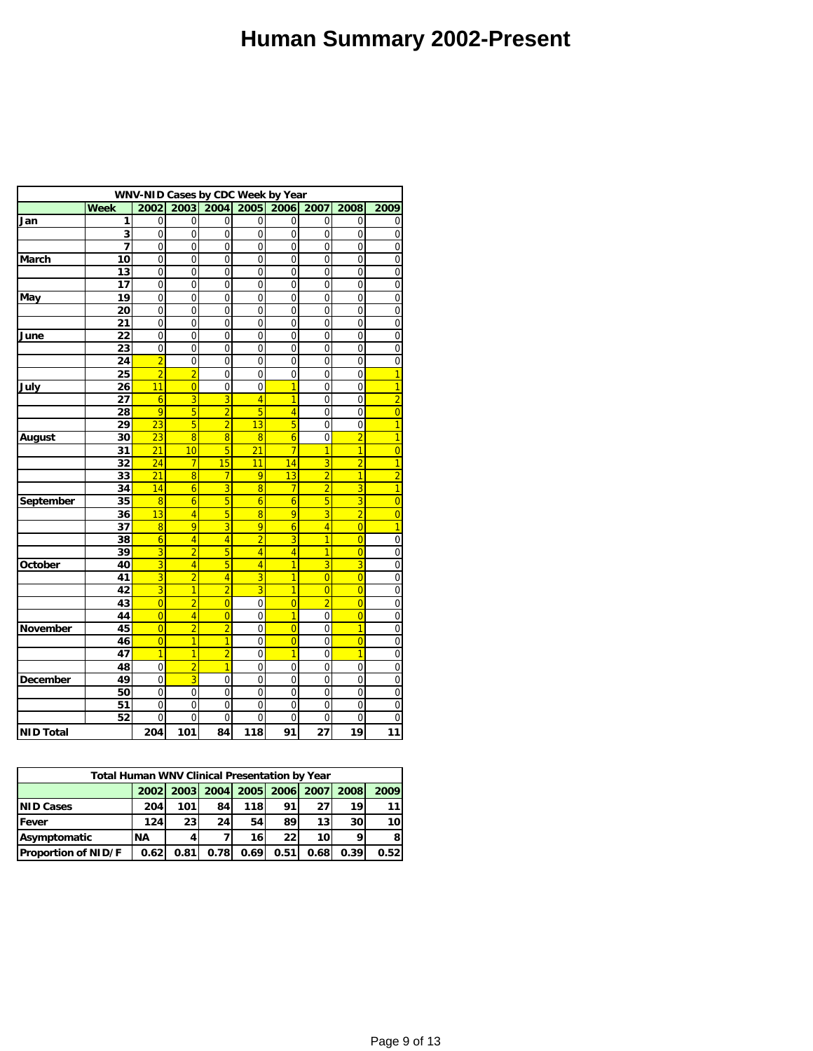# Human Summary 2002-Present

| WNV-NID Cases by CDC Week by Year | | | | | | | | | |
|---|---|---|---|---|---|---|---|---|---|
| | Week | 2002 | 2003 | 2004 | 2005 | 2006 | 2007 | 2008 | 2009 |
| Jan | 1 | 0 | 0 | 0 | 0 | 0 | 0 | 0 | 0 |
| | 3 | 0 | 0 | 0 | 0 | 0 | 0 | 0 | 0 |
| | 7 | 0 | 0 | 0 | 0 | 0 | 0 | 0 | 0 |
| March | 10 | 0 | 0 | 0 | 0 | 0 | 0 | 0 | 0 |
| | 13 | 0 | 0 | 0 | 0 | 0 | 0 | 0 | 0 |
| | 17 | 0 | 0 | 0 | 0 | 0 | 0 | 0 | 0 |
| May | 19 | 0 | 0 | 0 | 0 | 0 | 0 | 0 | 0 |
| | 20 | 0 | 0 | 0 | 0 | 0 | 0 | 0 | 0 |
| | 21 | 0 | 0 | 0 | 0 | 0 | 0 | 0 | 0 |
| June | 22 | 0 | 0 | 0 | 0 | 0 | 0 | 0 | 0 |
| | 23 | 0 | 0 | 0 | 0 | 0 | 0 | 0 | 0 |
| | 24 | 2 | 0 | 0 | 0 | 0 | 0 | 0 | 0 |
| | 25 | 2 | 2 | 0 | 0 | 0 | 0 | 0 | 1 |
| July | 26 | 11 | 0 | 0 | 0 | 1 | 0 | 0 | 1 |
| | 27 | 6 | 3 | 3 | 4 | 1 | 0 | 0 | 2 |
| | 28 | 9 | 5 | 2 | 5 | 4 | 0 | 0 | 0 |
| | 29 | 23 | 5 | 2 | 13 | 5 | 0 | 0 | 1 |
| August | 30 | 23 | 8 | 8 | 8 | 6 | 0 | 2 | 1 |
| | 31 | 21 | 10 | 5 | 21 | 7 | 1 | 1 | 0 |
| | 32 | 24 | 7 | 15 | 11 | 14 | 3 | 2 | 1 |
| | 33 | 21 | 8 | 7 | 9 | 13 | 2 | 1 | 2 |
| | 34 | 14 | 6 | 3 | 8 | 7 | 2 | 3 | 1 |
| September | 35 | 8 | 6 | 5 | 6 | 6 | 5 | 3 | 0 |
| | 36 | 13 | 4 | 5 | 8 | 9 | 3 | 2 | 0 |
| | 37 | 8 | 9 | 3 | 9 | 6 | 4 | 0 | 1 |
| | 38 | 6 | 4 | 4 | 2 | 3 | 1 | 0 | 0 |
| | 39 | 3 | 2 | 5 | 4 | 4 | 1 | 0 | 0 |
| October | 40 | 3 | 4 | 5 | 4 | 1 | 3 | 3 | 0 |
| | 41 | 3 | 2 | 4 | 3 | 1 | 0 | 0 | 0 |
| | 42 | 3 | 1 | 2 | 3 | 1 | 0 | 0 | 0 |
| | 43 | 0 | 2 | 0 | 0 | 0 | 2 | 0 | 0 |
| | 44 | 0 | 4 | 0 | 0 | 1 | 0 | 0 | 0 |
| November | 45 | 0 | 2 | 2 | 0 | 0 | 0 | 1 | 0 |
| | 46 | 0 | 1 | 1 | 0 | 0 | 0 | 0 | 0 |
| | 47 | 1 | 1 | 2 | 0 | 1 | 0 | 1 | 0 |
| | 48 | 0 | 2 | 1 | 0 | 0 | 0 | 0 | 0 |
| December | 49 | 0 | 3 | 0 | 0 | 0 | 0 | 0 | 0 |
| | 50 | 0 | 0 | 0 | 0 | 0 | 0 | 0 | 0 |
| | 51 | 0 | 0 | 0 | 0 | 0 | 0 | 0 | 0 |
| | 52 | 0 | 0 | 0 | 0 | 0 | 0 | 0 | 0 |
| NID Total | | 204 | 101 | 84 | 118 | 91 | 27 | 19 | 11 |

| Total Human WNV Clinical Presentation by Year | | | | | | | | |
|---|---|---|---|---|---|---|---|---|
| | 2002 | 2003 | 2004 | 2005 | 2006 | 2007 | 2008 | 2009 |
| NID Cases | 204 | 101 | 84 | 118 | 91 | 27 | 19 | 11 |
| Fever | 124 | 23 | 24 | 54 | 89 | 13 | 30 | 10 |
| Asymptomatic | NA | 4 | 7 | 16 | 22 | 10 | 9 | 8 |
| Proportion of NID/F | 0.62 | 0.81 | 0.78 | 0.69 | 0.51 | 0.68 | 0.39 | 0.52 |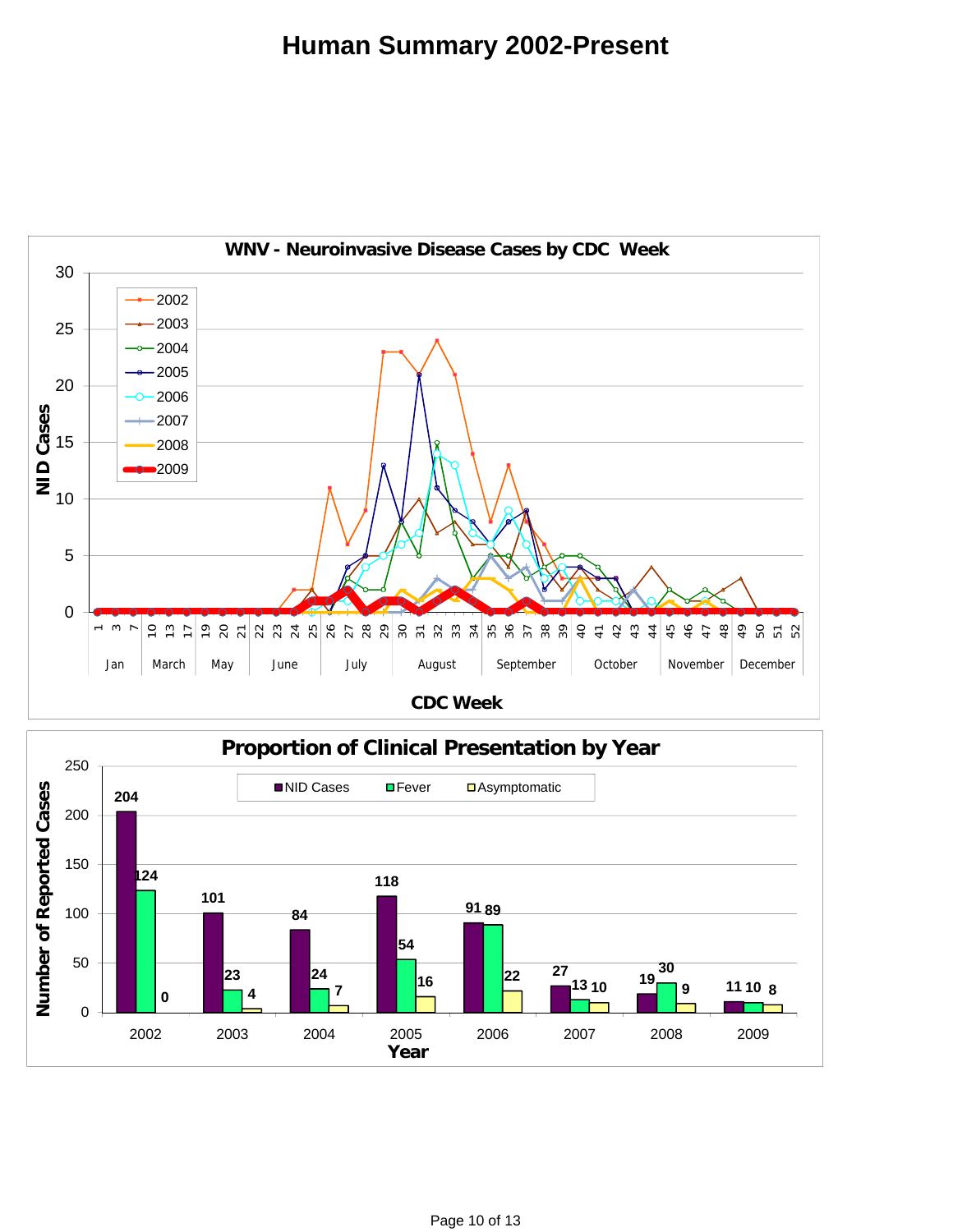# Human Summary 2002-Present

WNV - Neuroinvasive Disease Cases by CDC Week

NID Cases

30
25
20
15
10
5
0

2002
2003
2004
2005
2006
2007
2008
2009

1 3 7 10 13 17 19 20 21 22 23 24 25 26 27 28 29 30 31 32 33 34 35 36 37 38 39 40 41 42 43 44 45 46 47 48 49 50 51 52

Jan March May June July August September October November December

CDC Week

Proportion of Clinical Presentation by Year

Number of Reported Cases

250
200
150
100
50
0

NID Cases Fever Asymptomatic

2002: 204, 124, 0
2003: 101, 23, 4
2004: 84, 24, 7
2005: 118, 54, 16
2006: 91, 89, 22
2007: 27, 13, 10
2008: 19, 30, 9
2009: 11, 10, 8

Year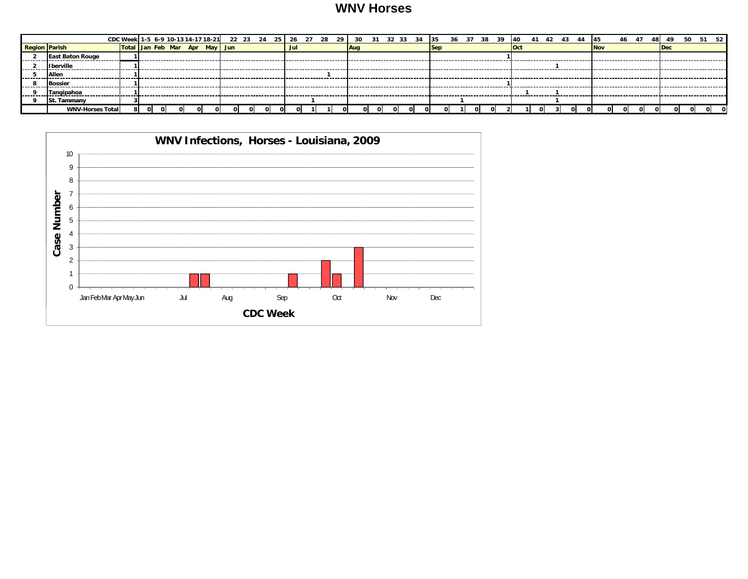# WNV Horses

| | | CDC Week | 1-5 | 6-9 | 10-13 | 14-17 | 18-21 | 22 | 23 | 24 | 25 | 26 | 27 | 28 | 29 | 30 | 31 | 32 | 33 | 34 | 35 | 36 | 37 | 38 | 39 | 40 | 41 | 42 | 43 | 44 | 45 | 46 | 47 | 48 | 49 | 50 | 51 | 52 |
|---|---|---|---|---|---|---|---|---|---|---|---|---|---|---|---|---|---|---|---|---|---|---|---|---|---|---|---|---|---|---|---|---|---|---|---|---|---|---|
| **Region** | **Parish** | **Total** | Jan | Feb | Mar | Apr | May | Jun | | | | Jul | | | | Aug | | | | | Sep | | | | | Oct | | | | | Nov | | | | Dec | | | |
| 2 | East Baton Rouge | 1 | | | | | | | | | | | | | | | | | | | | | | | 1 | | | | | | | | | | | | | |
| 2 | Iberville | 1 | | | | | | | | | | | | | | | | | | | | | | | | | | 1 | | | | | | | | | | |
| 5 | Allen | 1 | | | | | | | | | | | | 1 | | | | | | | | | | | | | | | | | | | | | | | | |
| 8 | Bossier | 1 | | | | | | | | | | | | | | | | | | | | | | | 1 | | | | | | | | | | | | | |
| 9 | Tangipahoa | 1 | | | | | | | | | | | | | | | | | | | | | | | | 1 | | 1 | | | | | | | | | | |
| 9 | St. Tammany | 3 | | | | | | | | | | | 1 | | | | | | | | | 1 | | | | | | 1 | | | | | | | | | | |
| | **WNV-Horses Total** | 8 | 0 | 0 | 0 | 0 | 0 | 0 | 0 | 0 | 0 | 0 | 1 | 1 | 0 | 0 | 0 | 0 | 0 | 0 | 0 | 1 | 0 | 0 | 2 | 1 | 0 | 3 | 0 | 0 | 0 | 0 | 0 | 0 | 0 | 0 | 0 | 0 |

**WNV Infections, Horses - Louisiana, 2009**

Case Number

10
9
8
7
6
5
4
3
2
1
0

Jan Feb Mar Apr May Jun Jul Aug Sep Oct Nov Dec

CDC Week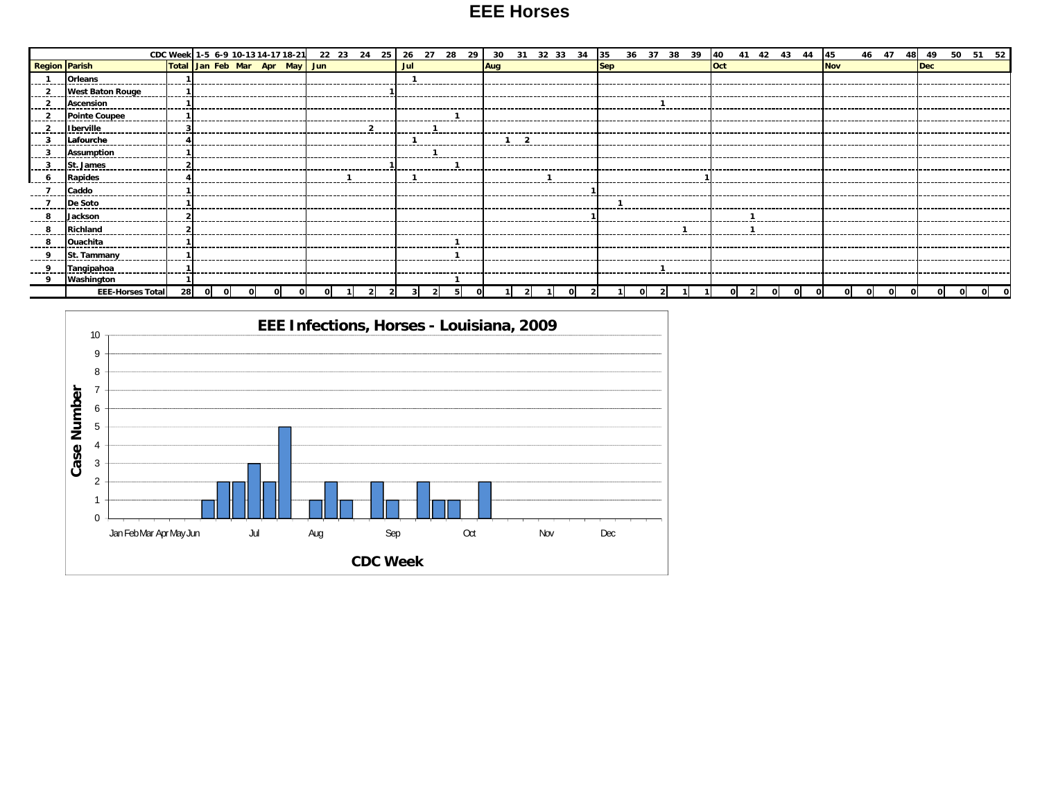# EEE Horses

| | | CDC Week | 1-5 | 6-9 | 10-13 | 14-17 | 18-21 | 22 | 23 | 24 | 25 | 26 | 27 | 28 | 29 | 30 | 31 | 32 | 33 | 34 | 35 | 36 | 37 | 38 | 39 | 40 | 41 | 42 | 43 | 44 | 45 | 46 | 47 | 48 | 49 | 50 | 51 | 52 |
|---|---|---|---|---|---|---|---|---|---|---|---|---|---|---|---|---|---|---|---|---|---|---|---|---|---|---|---|---|---|---|---|---|---|---|---|---|---|---|
| **Region** | **Parish** | **Total** | Jan | Feb | Mar | Apr | May | Jun | | | | Jul | | | | Aug | | | | | Sep | | | | | Oct | | | | | Nov | | | | Dec | | | |
| 1 | Orleans | 1 | | | | | | | | | | 1 | | | | | | | | | | | | | | | | | | | | | | | | | | |
| 2 | West Baton Rouge | 1 | | | | | | | | | 1 | | | | | | | | | | | | | | | | | | | | | | | | | | | |
| 2 | Ascension | 1 | | | | | | | | | | | | | | | | | | | | | 1 | | | | | | | | | | | | | | | |
| 2 | Pointe Coupee | 1 | | | | | | | | | | | | 1 | | | | | | | | | | | | | | | | | | | | | | | | |
| 2 | Iberville | 3 | | | | | | | | 2 | | | 1 | | | | | | | | | | | | | | | | | | | | | | | | | |
| 3 | Lafourche | 4 | | | | | | | | | | 1 | | | | 1 | 2 | | | | | | | | | | | | | | | | | | | | | |
| 3 | Assumption | 1 | | | | | | | | | | | 1 | | | | | | | | | | | | | | | | | | | | | | | | | |
| 3 | St. James | 2 | | | | | | | | | 1 | | | 1 | | | | | | | | | | | | | | | | | | | | | | | | |
| 6 | Rapides | 4 | | | | | | | 1 | | | 1 | | | | | | 1 | | | | | | | 1 | | | | | | | | | | | | | |
| 7 | Caddo | 1 | | | | | | | | | | | | | | | | | | 1 | | | | | | | | | | | | | | | | | | |
| 7 | De Soto | 1 | | | | | | | | | | | | | | | | | | | 1 | | | | | | | | | | | | | | | | | |
| 8 | Jackson | 2 | | | | | | | | | | | | | | | | | | 1 | | | | | | | 1 | | | | | | | | | | | |
| 8 | Richland | 2 | | | | | | | | | | | | | | | | | | | | | | 1 | | | 1 | | | | | | | | | | | |
| 8 | Ouachita | 1 | | | | | | | | | | | | 1 | | | | | | | | | | | | | | | | | | | | | | | | |
| 9 | St. Tammany | 1 | | | | | | | | | | | | 1 | | | | | | | | | | | | | | | | | | | | | | | | |
| 9 | Tangipahoa | 1 | | | | | | | | | | | | | | | | | | | | | 1 | | | | | | | | | | | | | | | |
| 9 | Washington | 1 | | | | | | | | | | | | 1 | | | | | | | | | | | | | | | | | | | | | | | | |
| | **EEE-Horses Total** | 28 | 0 | 0 | 0 | 0 | 0 | 0 | 1 | 2 | 2 | 3 | 2 | 5 | 0 | 1 | 2 | 1 | 0 | 2 | 1 | 0 | 2 | 1 | 1 | 0 | 2 | 0 | 0 | 0 | 0 | 0 | 0 | 0 | 0 | 0 | 0 | 0 |

EEE Infections, Horses - Louisiana, 2009

Case Number

0 1 2 3 4 5 6 7 8 9 10

Jan Feb Mar Apr May Jun Jul Aug Sep Oct Nov Dec

CDC Week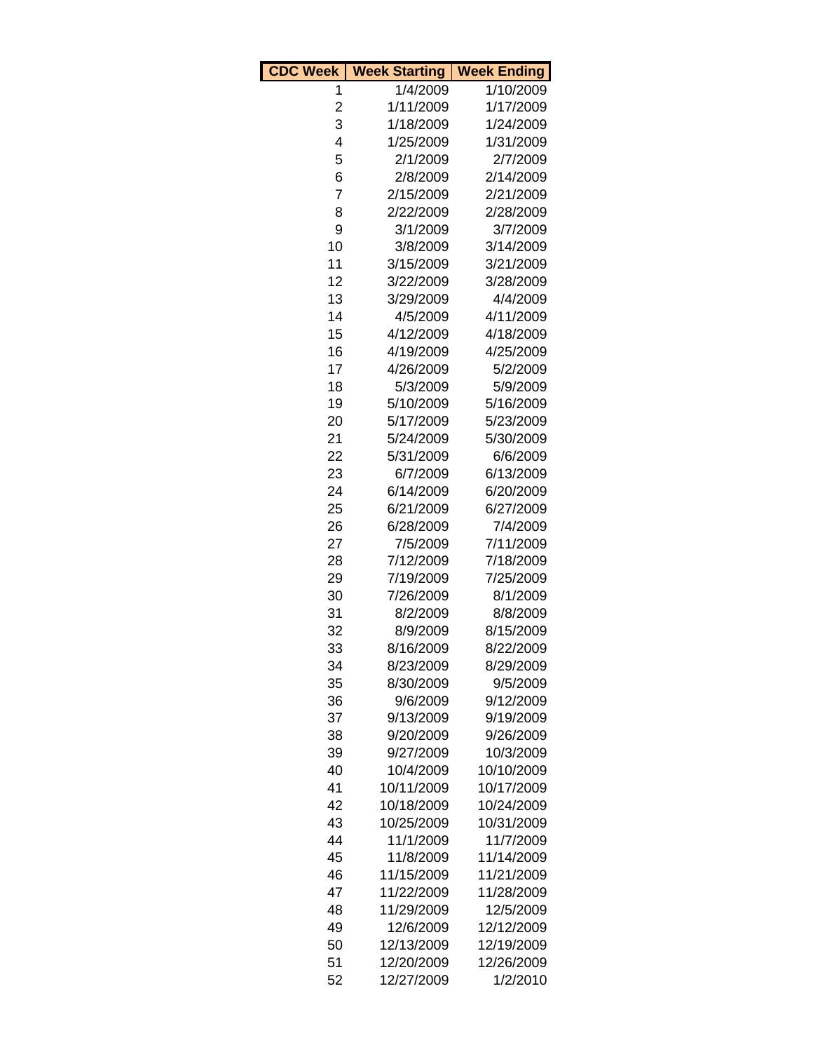| CDC Week | Week Starting | Week Ending |
|---|---|---|
| 1 | 1/4/2009 | 1/10/2009 |
| 2 | 1/11/2009 | 1/17/2009 |
| 3 | 1/18/2009 | 1/24/2009 |
| 4 | 1/25/2009 | 1/31/2009 |
| 5 | 2/1/2009 | 2/7/2009 |
| 6 | 2/8/2009 | 2/14/2009 |
| 7 | 2/15/2009 | 2/21/2009 |
| 8 | 2/22/2009 | 2/28/2009 |
| 9 | 3/1/2009 | 3/7/2009 |
| 10 | 3/8/2009 | 3/14/2009 |
| 11 | 3/15/2009 | 3/21/2009 |
| 12 | 3/22/2009 | 3/28/2009 |
| 13 | 3/29/2009 | 4/4/2009 |
| 14 | 4/5/2009 | 4/11/2009 |
| 15 | 4/12/2009 | 4/18/2009 |
| 16 | 4/19/2009 | 4/25/2009 |
| 17 | 4/26/2009 | 5/2/2009 |
| 18 | 5/3/2009 | 5/9/2009 |
| 19 | 5/10/2009 | 5/16/2009 |
| 20 | 5/17/2009 | 5/23/2009 |
| 21 | 5/24/2009 | 5/30/2009 |
| 22 | 5/31/2009 | 6/6/2009 |
| 23 | 6/7/2009 | 6/13/2009 |
| 24 | 6/14/2009 | 6/20/2009 |
| 25 | 6/21/2009 | 6/27/2009 |
| 26 | 6/28/2009 | 7/4/2009 |
| 27 | 7/5/2009 | 7/11/2009 |
| 28 | 7/12/2009 | 7/18/2009 |
| 29 | 7/19/2009 | 7/25/2009 |
| 30 | 7/26/2009 | 8/1/2009 |
| 31 | 8/2/2009 | 8/8/2009 |
| 32 | 8/9/2009 | 8/15/2009 |
| 33 | 8/16/2009 | 8/22/2009 |
| 34 | 8/23/2009 | 8/29/2009 |
| 35 | 8/30/2009 | 9/5/2009 |
| 36 | 9/6/2009 | 9/12/2009 |
| 37 | 9/13/2009 | 9/19/2009 |
| 38 | 9/20/2009 | 9/26/2009 |
| 39 | 9/27/2009 | 10/3/2009 |
| 40 | 10/4/2009 | 10/10/2009 |
| 41 | 10/11/2009 | 10/17/2009 |
| 42 | 10/18/2009 | 10/24/2009 |
| 43 | 10/25/2009 | 10/31/2009 |
| 44 | 11/1/2009 | 11/7/2009 |
| 45 | 11/8/2009 | 11/14/2009 |
| 46 | 11/15/2009 | 11/21/2009 |
| 47 | 11/22/2009 | 11/28/2009 |
| 48 | 11/29/2009 | 12/5/2009 |
| 49 | 12/6/2009 | 12/12/2009 |
| 50 | 12/13/2009 | 12/19/2009 |
| 51 | 12/20/2009 | 12/26/2009 |
| 52 | 12/27/2009 | 1/2/2010 |